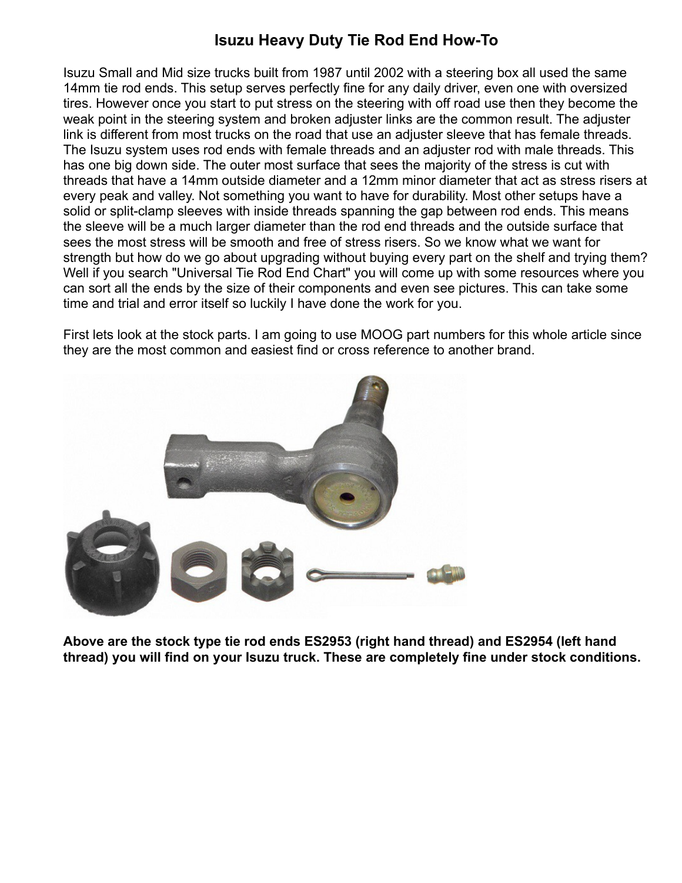# Isuzu Heavy Duty Tie Rod End How-To

Isuzu Small and Mid size trucks built from 1987 until 2002 with a steering box all used the same 14mm tie rod ends. This setup serves perfectly fine for any daily driver, even one with oversized tires. However once you start to put stress on the steering with off road use then they become the weak point in the steering system and broken adjuster links are the common result. The adjuster link is different from most trucks on the road that use an adjuster sleeve that has female threads. The Isuzu system uses rod ends with female threads and an adjuster rod with male threads. This has one big down side. The outer most surface that sees the majority of the stress is cut with threads that have a 14mm outside diameter and a 12mm minor diameter that act as stress risers at every peak and valley. Not something you want to have for durability. Most other setups have a solid or split-clamp sleeves with inside threads spanning the gap between rod ends. This means the sleeve will be a much larger diameter than the rod end threads and the outside surface that sees the most stress will be smooth and free of stress risers. So we know what we want for strength but how do we go about upgrading without buying every part on the shelf and trying them? Well if you search "Universal Tie Rod End Chart" you will come up with some resources where you can sort all the ends by the size of their components and even see pictures. This can take some time and trial and error itself so luckily I have done the work for you.

First lets look at the stock parts. I am going to use MOOG part numbers for this whole article since they are the most common and easiest find or cross reference to another brand.

**Above are the stock type tie rod ends ES2953 (right hand thread) and ES2954 (left hand thread) you will find on your Isuzu truck. These are completely fine under stock conditions.**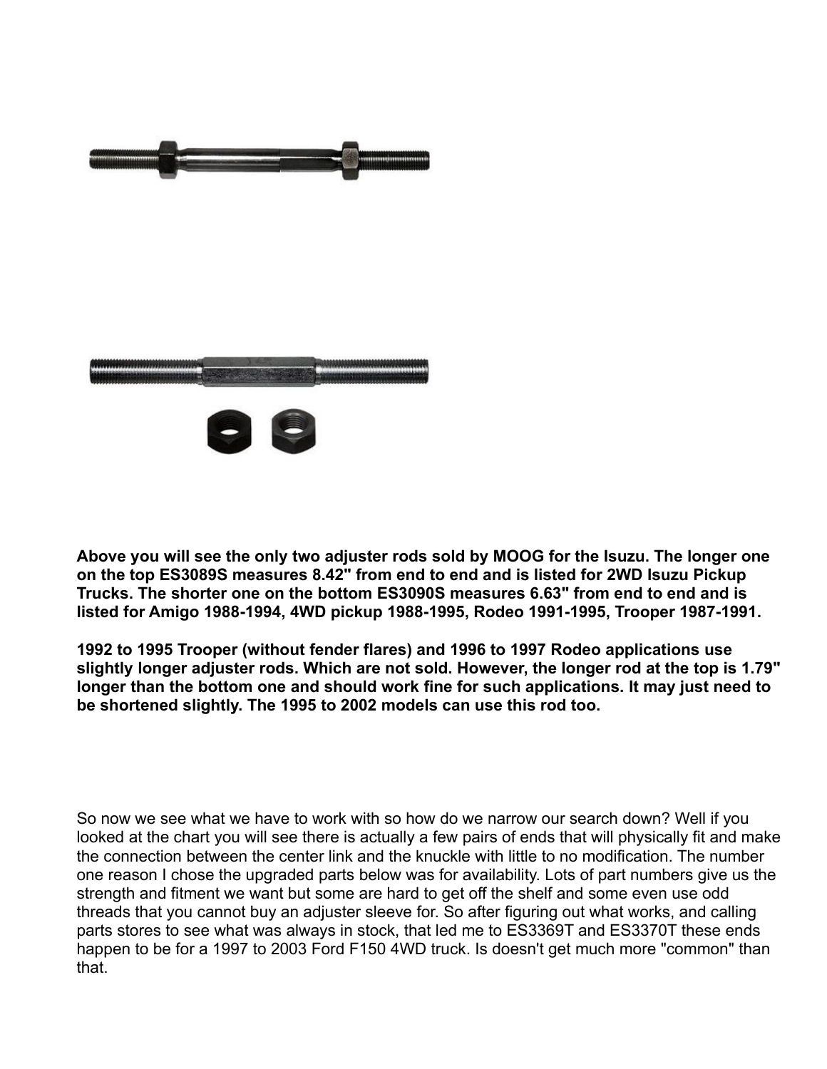**Above you will see the only two adjuster rods sold by MOOG for the Isuzu. The longer one on the top ES3089S measures 8.42" from end to end and is listed for 2WD Isuzu Pickup Trucks. The shorter one on the bottom ES3090S measures 6.63" from end to end and is listed for Amigo 1988-1994, 4WD pickup 1988-1995, Rodeo 1991-1995, Trooper 1987-1991.**

**1992 to 1995 Trooper (without fender flares) and 1996 to 1997 Rodeo applications use slightly longer adjuster rods. Which are not sold. However, the longer rod at the top is 1.79" longer than the bottom one and should work fine for such applications. It may just need to be shortened slightly. The 1995 to 2002 models can use this rod too.**

So now we see what we have to work with so how do we narrow our search down? Well if you looked at the chart you will see there is actually a few pairs of ends that will physically fit and make the connection between the center link and the knuckle with little to no modification. The number one reason I chose the upgraded parts below was for availability. Lots of part numbers give us the strength and fitment we want but some are hard to get off the shelf and some even use odd threads that you cannot buy an adjuster sleeve for. So after figuring out what works, and calling parts stores to see what was always in stock, that led me to ES3369T and ES3370T these ends happen to be for a 1997 to 2003 Ford F150 4WD truck. Is doesn't get much more "common" than that.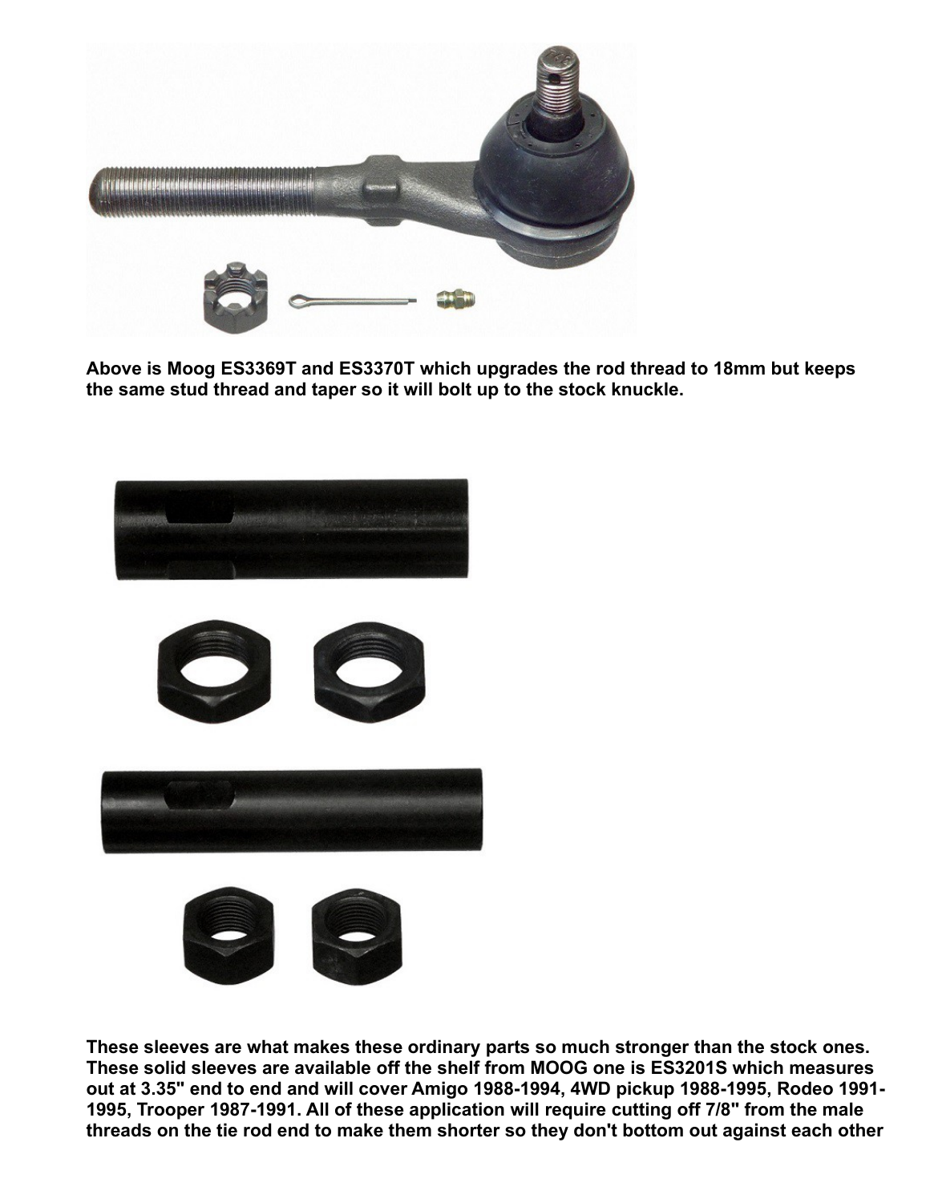**Above is Moog ES3369T and ES3370T which upgrades the rod thread to 18mm but keeps the same stud thread and taper so it will bolt up to the stock knuckle.**

**These sleeves are what makes these ordinary parts so much stronger than the stock ones. These solid sleeves are available off the shelf from MOOG one is ES3201S which measures out at 3.35" end to end and will cover Amigo 1988-1994, 4WD pickup 1988-1995, Rodeo 1991-1995, Trooper 1987-1991. All of these application will require cutting off 7/8" from the male threads on the tie rod end to make them shorter so they don't bottom out against each other**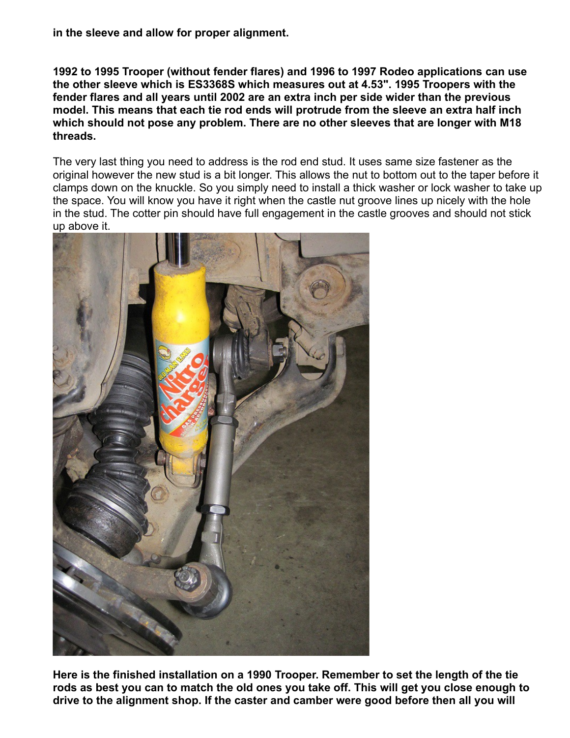**in the sleeve and allow for proper alignment.**

**1992 to 1995 Trooper (without fender flares) and 1996 to 1997 Rodeo applications can use the other sleeve which is ES3368S which measures out at 4.53". 1995 Troopers with the fender flares and all years until 2002 are an extra inch per side wider than the previous model. This means that each tie rod ends will protrude from the sleeve an extra half inch which should not pose any problem. There are no other sleeves that are longer with M18 threads.**

The very last thing you need to address is the rod end stud. It uses same size fastener as the original however the new stud is a bit longer. This allows the nut to bottom out to the taper before it clamps down on the knuckle. So you simply need to install a thick washer or lock washer to take up the space. You will know you have it right when the castle nut groove lines up nicely with the hole in the stud. The cotter pin should have full engagement in the castle grooves and should not stick up above it.

**Here is the finished installation on a 1990 Trooper. Remember to set the length of the tie rods as best you can to match the old ones you take off. This will get you close enough to drive to the alignment shop. If the caster and camber were good before then all you will**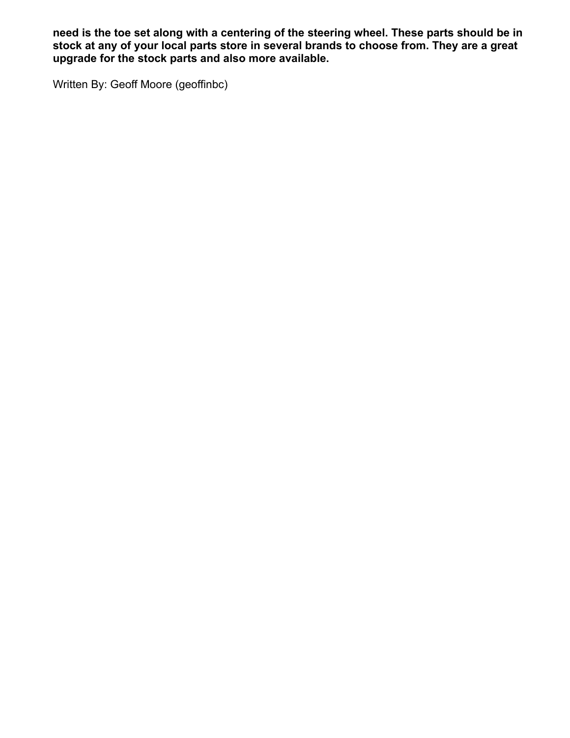**need is the toe set along with a centering of the steering wheel. These parts should be in stock at any of your local parts store in several brands to choose from. They are a great upgrade for the stock parts and also more available.**

Written By: Geoff Moore (geoffinbc)